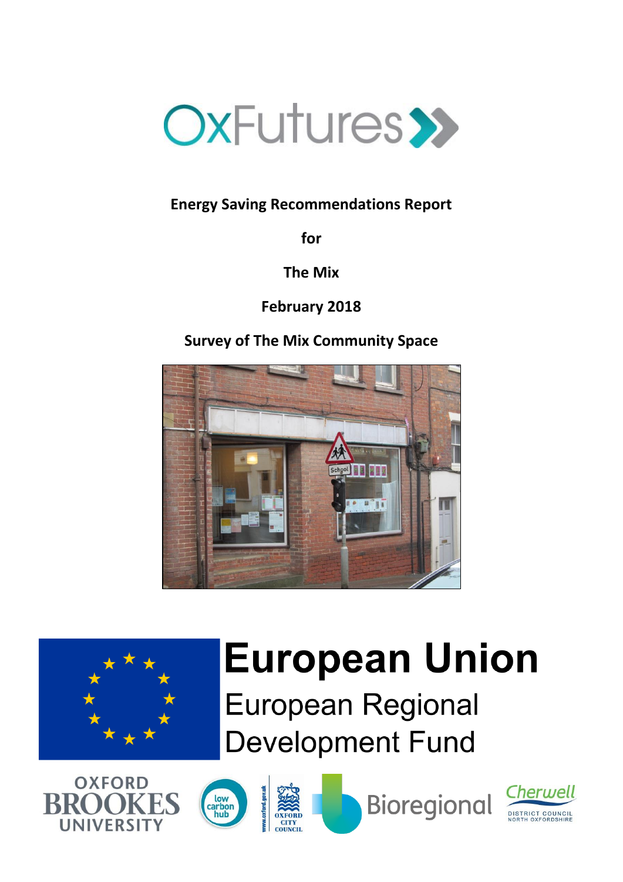OxFutures

**Energy Saving Recommendations Report**

**for**

**The Mix**

**February 2018**

**Survey of The Mix Community Space**

European Union

European Regional Development Fund

OXFORD BROOKES UNIVERSITY

low carbon hub

OXFORD CITY COUNCIL

Bioregional

Cherwell DISTRICT COUNCIL NORTH OXFORDSHIRE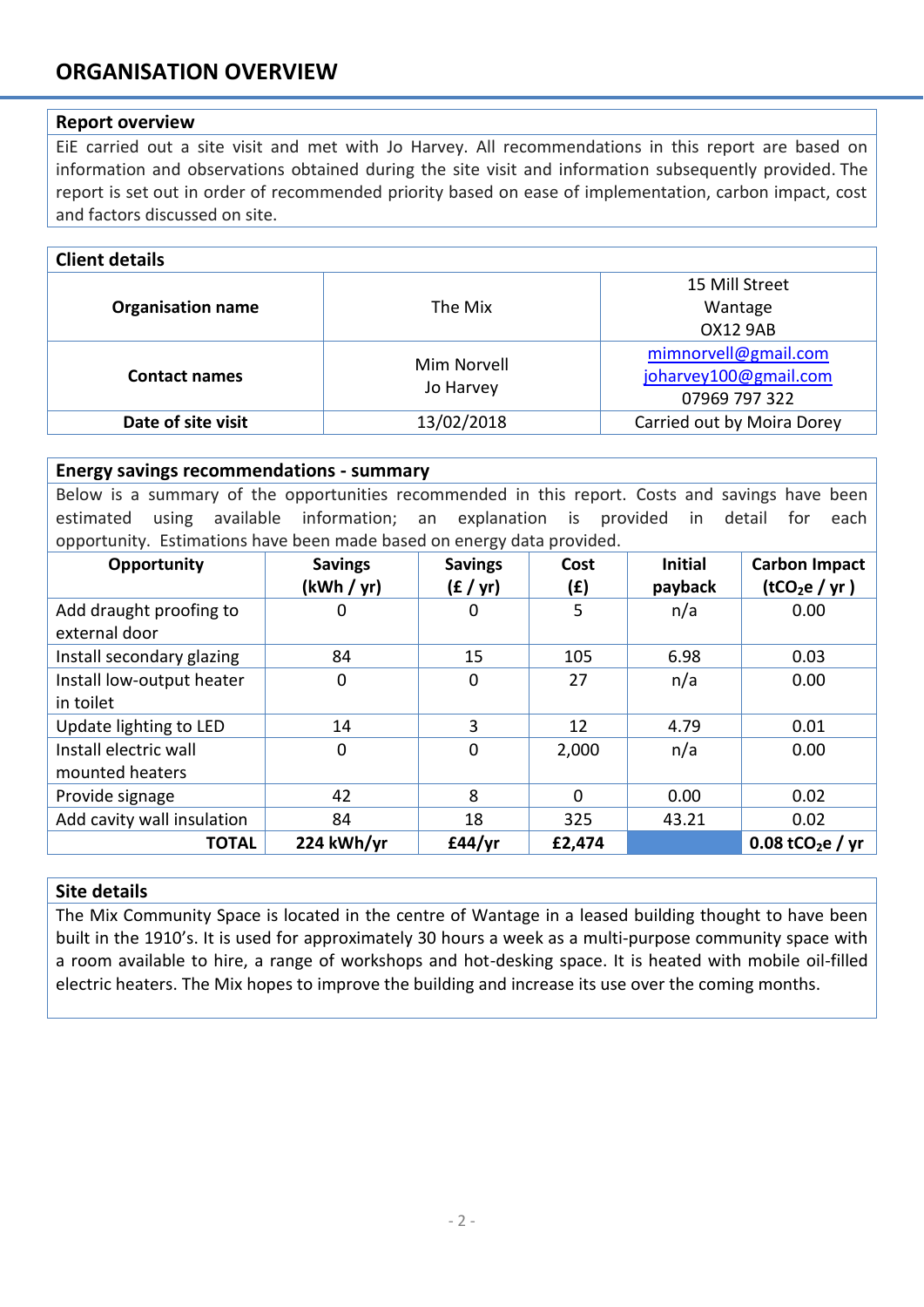# ORGANISATION OVERVIEW

## Report overview

EiE carried out a site visit and met with Jo Harvey. All recommendations in this report are based on information and observations obtained during the site visit and information subsequently provided. The report is set out in order of recommended priority based on ease of implementation, carbon impact, cost and factors discussed on site.

## Client details

| | | |
|---|---|---|
| **Organisation name** | The Mix | 15 Mill Street<br>Wantage<br>OX12 9AB |
| **Contact names** | Mim Norvell<br>Jo Harvey | mimnorvell@gmail.com<br>joharvey100@gmail.com<br>07969 797 322 |
| **Date of site visit** | 13/02/2018 | Carried out by Moira Dorey |

## Energy savings recommendations - summary

Below is a summary of the opportunities recommended in this report. Costs and savings have been estimated using available information; an explanation is provided in detail for each opportunity. Estimations have been made based on energy data provided.

| Opportunity | Savings (kWh / yr) | Savings (£ / yr) | Cost (£) | Initial payback | Carbon Impact ($tCO_2e$ / yr ) |
|---|---|---|---|---|---|
| Add draught proofing to external door | 0 | 0 | 5 | n/a | 0.00 |
| Install secondary glazing | 84 | 15 | 105 | 6.98 | 0.03 |
| Install low-output heater in toilet | 0 | 0 | 27 | n/a | 0.00 |
| Update lighting to LED | 14 | 3 | 12 | 4.79 | 0.01 |
| Install electric wall mounted heaters | 0 | 0 | 2,000 | n/a | 0.00 |
| Provide signage | 42 | 8 | 0 | 0.00 | 0.02 |
| Add cavity wall insulation | 84 | 18 | 325 | 43.21 | 0.02 |
| **TOTAL** | **224 kWh/yr** | **£44/yr** | **£2,474** | | **0.08 $tCO_2e$ / yr** |

## Site details

The Mix Community Space is located in the centre of Wantage in a leased building thought to have been built in the 1910's. It is used for approximately 30 hours a week as a multi-purpose community space with a room available to hire, a range of workshops and hot-desking space. It is heated with mobile oil-filled electric heaters. The Mix hopes to improve the building and increase its use over the coming months.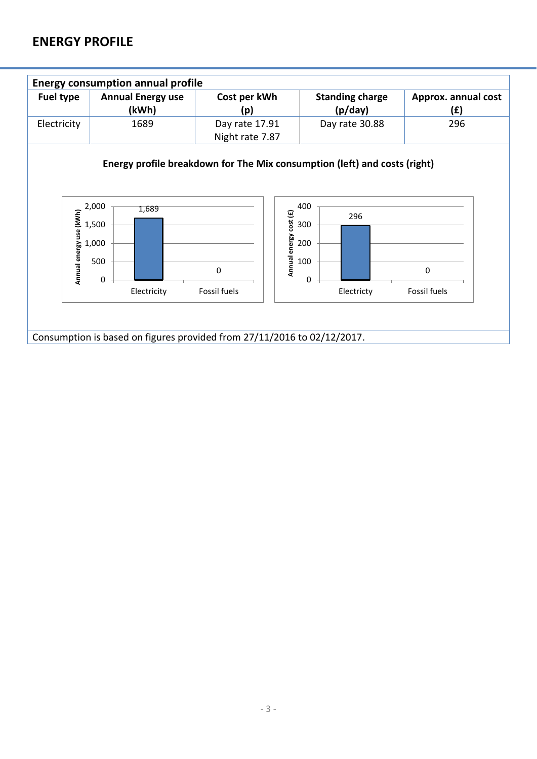## ENERGY PROFILE

**Energy consumption annual profile**

| Fuel type | Annual Energy use (kWh) | Cost per kWh (p) | Standing charge (p/day) | Approx. annual cost (£) |
|---|---|---|---|---|
| Electricity | 1689 | Day rate 17.91<br>Night rate 7.87 | Day rate 30.88 | 296 |

**Energy profile breakdown for The Mix consumption (left) and costs (right)**

| | Annual energy use (kWh) | Annual energy cost (£) |
|---|---|---|
| Electricity | 1,689 | 296 |
| Fossil fuels | 0 | 0 |

Consumption is based on figures provided from 27/11/2016 to 02/12/2017.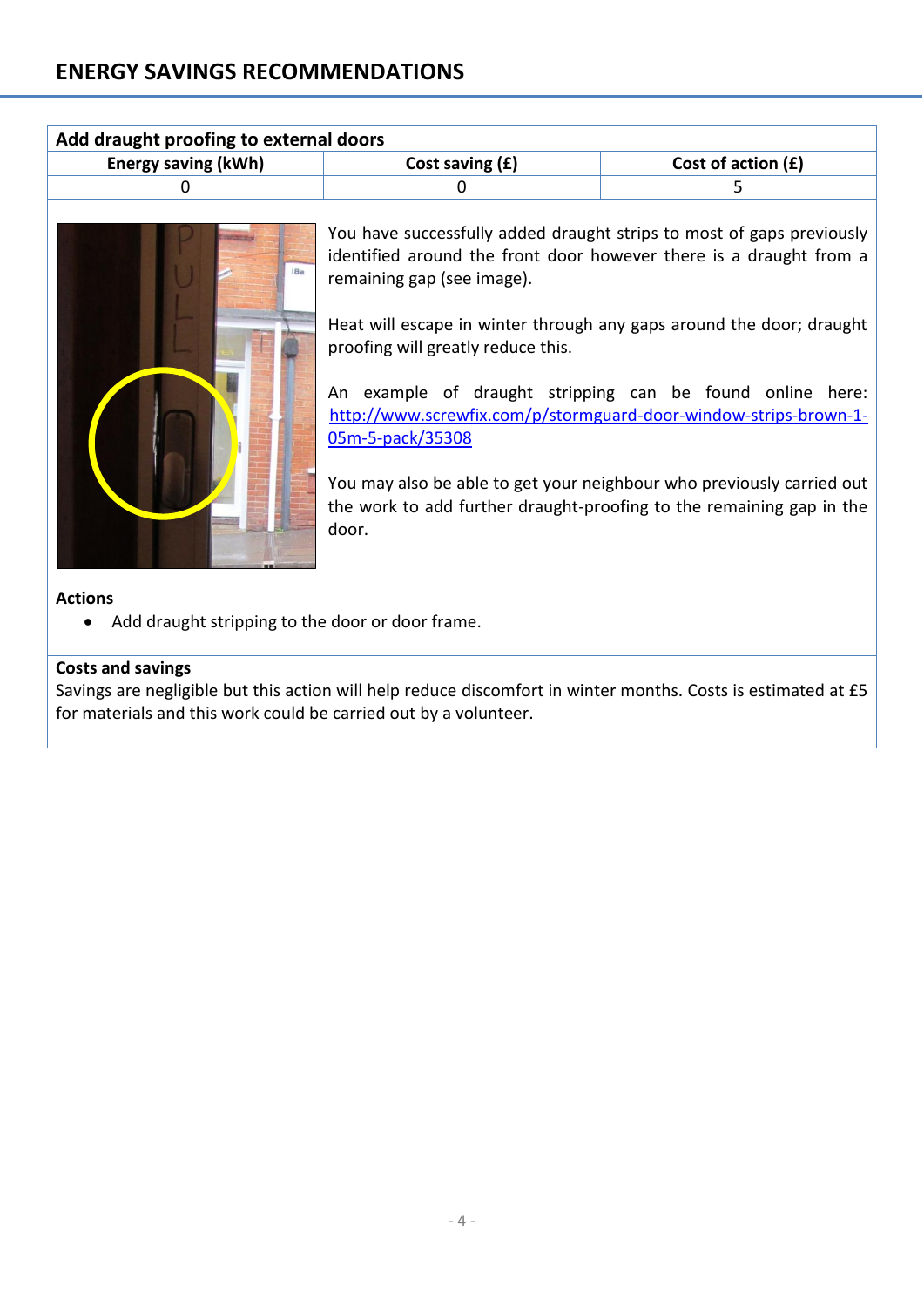## ENERGY SAVINGS RECOMMENDATIONS

| Add draught proofing to external doors | | |
|---|---|---|
| **Energy saving (kWh)** | **Cost saving (£)** | **Cost of action (£)** |
| 0 | 0 | 5 |

You have successfully added draught strips to most of gaps previously identified around the front door however there is a draught from a remaining gap (see image).

Heat will escape in winter through any gaps around the door; draught proofing will greatly reduce this.

An example of draught stripping can be found online here: http://www.screwfix.com/p/stormguard-door-window-strips-brown-1-05m-5-pack/35308

You may also be able to get your neighbour who previously carried out the work to add further draught-proofing to the remaining gap in the door.

**Actions**

- Add draught stripping to the door or door frame.

**Costs and savings**

Savings are negligible but this action will help reduce discomfort in winter months. Costs is estimated at £5 for materials and this work could be carried out by a volunteer.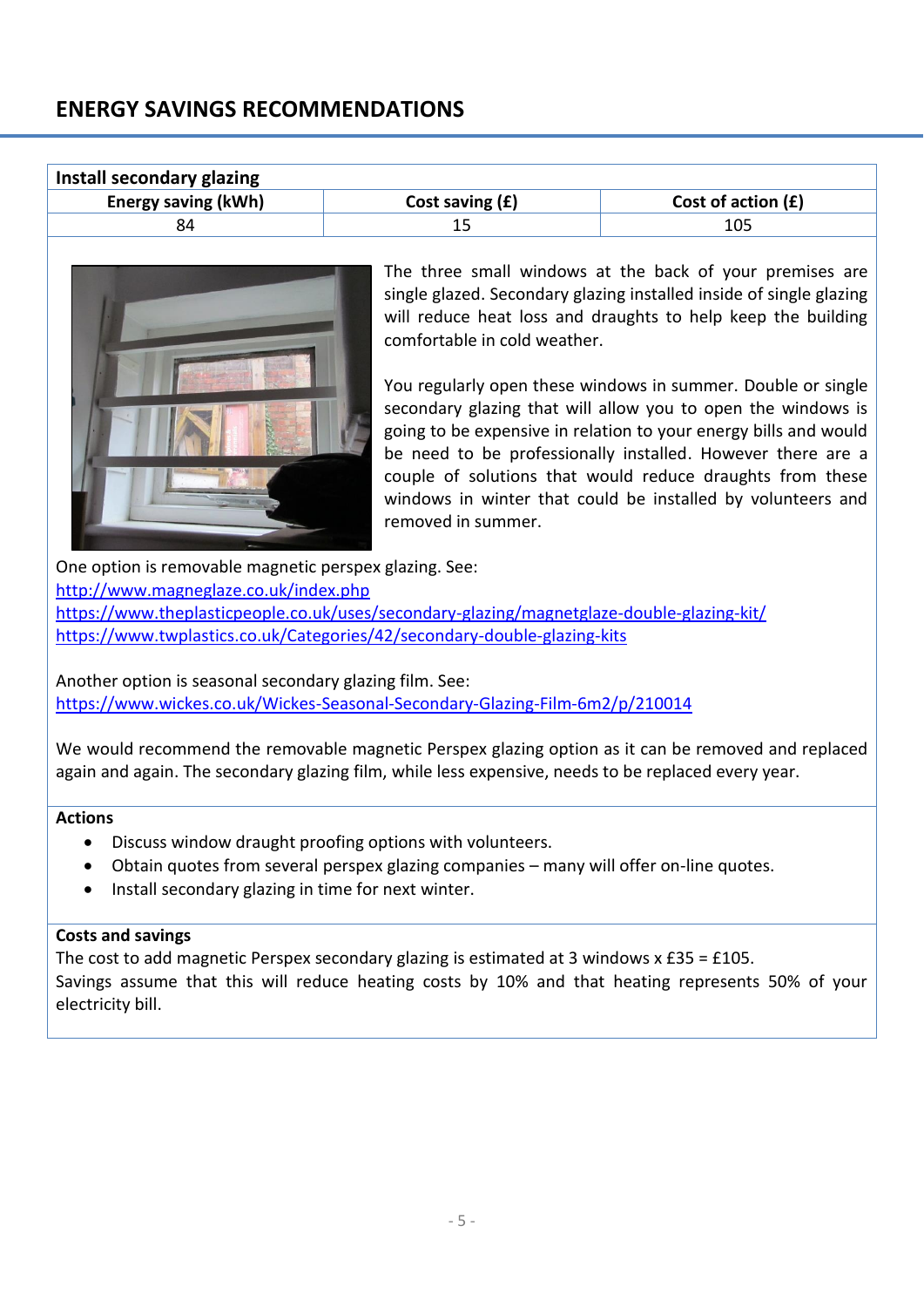## ENERGY SAVINGS RECOMMENDATIONS

| Install secondary glazing | | |
|---|---|---|
| **Energy saving (kWh)** | **Cost saving (£)** | **Cost of action (£)** |
| 84 | 15 | 105 |

The three small windows at the back of your premises are single glazed. Secondary glazing installed inside of single glazing will reduce heat loss and draughts to help keep the building comfortable in cold weather.

You regularly open these windows in summer. Double or single secondary glazing that will allow you to open the windows is going to be expensive in relation to your energy bills and would be need to be professionally installed. However there are a couple of solutions that would reduce draughts from these windows in winter that could be installed by volunteers and removed in summer.

One option is removable magnetic perspex glazing. See:
http://www.magneglaze.co.uk/index.php
https://www.theplasticpeople.co.uk/uses/secondary-glazing/magnetglaze-double-glazing-kit/
https://www.twplastics.co.uk/Categories/42/secondary-double-glazing-kits

Another option is seasonal secondary glazing film. See:
https://www.wickes.co.uk/Wickes-Seasonal-Secondary-Glazing-Film-6m2/p/210014

We would recommend the removable magnetic Perspex glazing option as it can be removed and replaced again and again. The secondary glazing film, while less expensive, needs to be replaced every year.

**Actions**

- Discuss window draught proofing options with volunteers.
- Obtain quotes from several perspex glazing companies – many will offer on-line quotes.
- Install secondary glazing in time for next winter.

**Costs and savings**

The cost to add magnetic Perspex secondary glazing is estimated at 3 windows x £35 = £105.
Savings assume that this will reduce heating costs by 10% and that heating represents 50% of your electricity bill.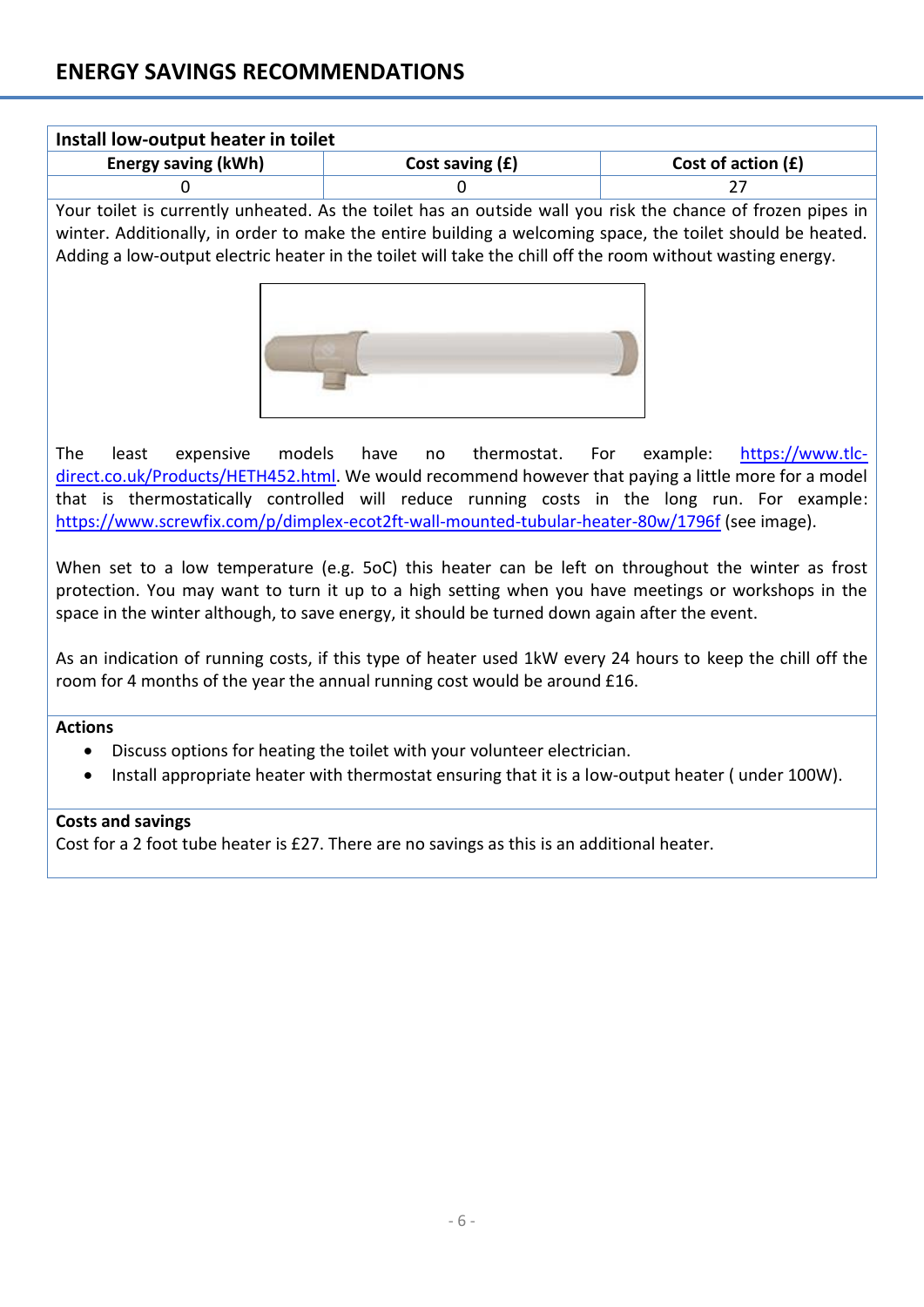## ENERGY SAVINGS RECOMMENDATIONS

### Install low-output heater in toilet

| Energy saving (kWh) | Cost saving (£) | Cost of action (£) |
|---|---|---|
| 0 | 0 | 27 |

Your toilet is currently unheated. As the toilet has an outside wall you risk the chance of frozen pipes in winter. Additionally, in order to make the entire building a welcoming space, the toilet should be heated. Adding a low-output electric heater in the toilet will take the chill off the room without wasting energy.

The least expensive models have no thermostat. For example: https://www.tlc-direct.co.uk/Products/HETH452.html. We would recommend however that paying a little more for a model that is thermostatically controlled will reduce running costs in the long run. For example: https://www.screwfix.com/p/dimplex-ecot2ft-wall-mounted-tubular-heater-80w/1796f (see image).

When set to a low temperature (e.g. 5oC) this heater can be left on throughout the winter as frost protection. You may want to turn it up to a high setting when you have meetings or workshops in the space in the winter although, to save energy, it should be turned down again after the event.

As an indication of running costs, if this type of heater used 1kW every 24 hours to keep the chill off the room for 4 months of the year the annual running cost would be around £16.

**Actions**

- Discuss options for heating the toilet with your volunteer electrician.
- Install appropriate heater with thermostat ensuring that it is a low-output heater ( under 100W).

**Costs and savings**

Cost for a 2 foot tube heater is £27. There are no savings as this is an additional heater.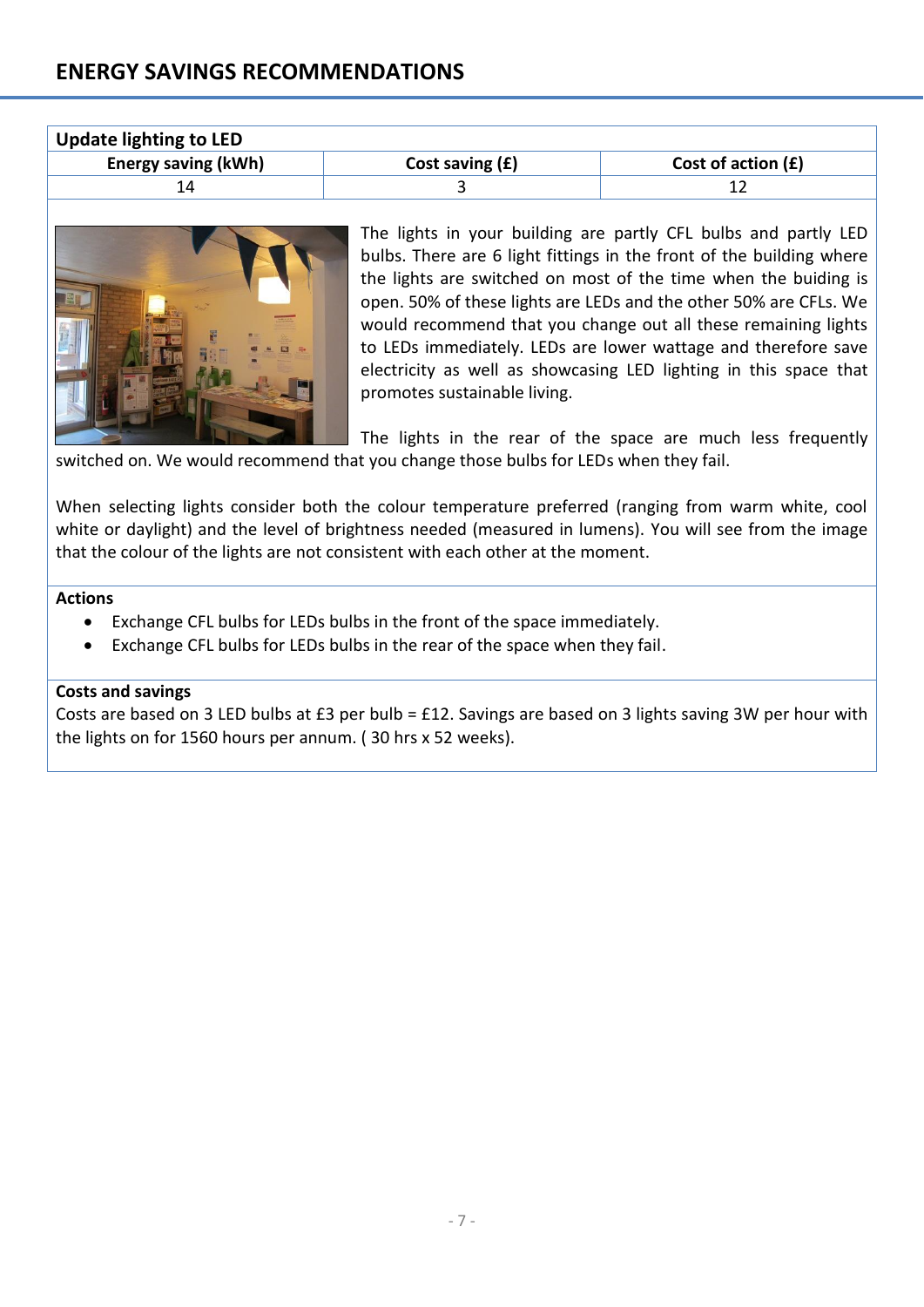## ENERGY SAVINGS RECOMMENDATIONS

### Update lighting to LED

| Energy saving (kWh) | Cost saving (£) | Cost of action (£) |
|---|---|---|
| 14 | 3 | 12 |

The lights in your building are partly CFL bulbs and partly LED bulbs. There are 6 light fittings in the front of the building where the lights are switched on most of the time when the buiding is open. 50% of these lights are LEDs and the other 50% are CFLs. We would recommend that you change out all these remaining lights to LEDs immediately. LEDs are lower wattage and therefore save electricity as well as showcasing LED lighting in this space that promotes sustainable living.

The lights in the rear of the space are much less frequently switched on. We would recommend that you change those bulbs for LEDs when they fail.

When selecting lights consider both the colour temperature preferred (ranging from warm white, cool white or daylight) and the level of brightness needed (measured in lumens). You will see from the image that the colour of the lights are not consistent with each other at the moment.

**Actions**

- Exchange CFL bulbs for LEDs bulbs in the front of the space immediately.
- Exchange CFL bulbs for LEDs bulbs in the rear of the space when they fail.

**Costs and savings**

Costs are based on 3 LED bulbs at £3 per bulb = £12. Savings are based on 3 lights saving 3W per hour with the lights on for 1560 hours per annum. ( 30 hrs x 52 weeks).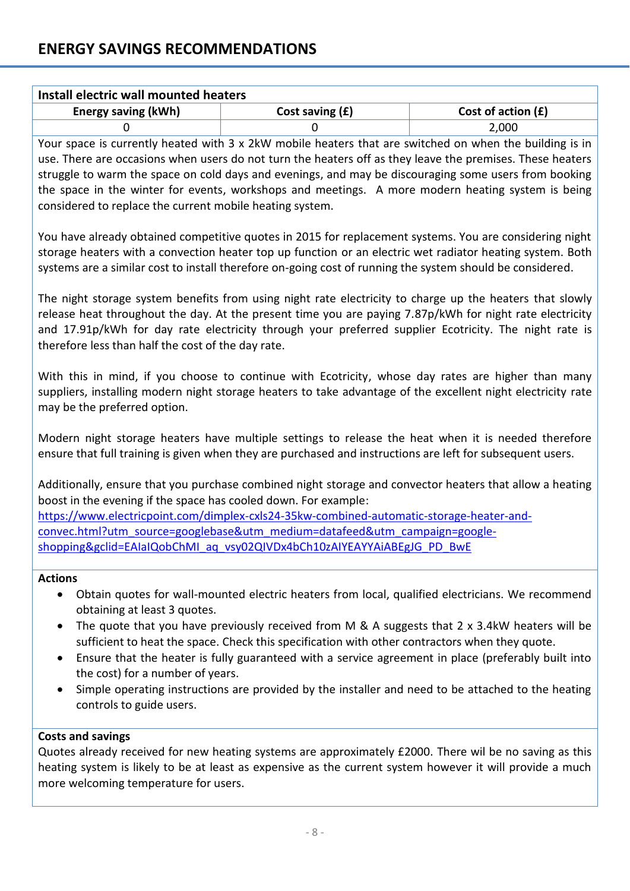## ENERGY SAVINGS RECOMMENDATIONS

**Install electric wall mounted heaters**

| Energy saving (kWh) | Cost saving (£) | Cost of action (£) |
|---|---|---|
| 0 | 0 | 2,000 |

Your space is currently heated with 3 x 2kW mobile heaters that are switched on when the building is in use. There are occasions when users do not turn the heaters off as they leave the premises. These heaters struggle to warm the space on cold days and evenings, and may be discouraging some users from booking the space in the winter for events, workshops and meetings. A more modern heating system is being considered to replace the current mobile heating system.

You have already obtained competitive quotes in 2015 for replacement systems. You are considering night storage heaters with a convection heater top up function or an electric wet radiator heating system. Both systems are a similar cost to install therefore on-going cost of running the system should be considered.

The night storage system benefits from using night rate electricity to charge up the heaters that slowly release heat throughout the day. At the present time you are paying 7.87p/kWh for night rate electricity and 17.91p/kWh for day rate electricity through your preferred supplier Ecotricity. The night rate is therefore less than half the cost of the day rate.

With this in mind, if you choose to continue with Ecotricity, whose day rates are higher than many suppliers, installing modern night storage heaters to take advantage of the excellent night electricity rate may be the preferred option.

Modern night storage heaters have multiple settings to release the heat when it is needed therefore ensure that full training is given when they are purchased and instructions are left for subsequent users.

Additionally, ensure that you purchase combined night storage and convector heaters that allow a heating boost in the evening if the space has cooled down. For example:
https://www.electricpoint.com/dimplex-cxls24-35kw-combined-automatic-storage-heater-and-convec.html?utm_source=googlebase&utm_medium=datafeed&utm_campaign=google-shopping&gclid=EAIaIQobChMI_aq_vsy02QIVDx4bCh10zAIYEAYYAiABEgJG_PD_BwE

**Actions**

- Obtain quotes for wall-mounted electric heaters from local, qualified electricians. We recommend obtaining at least 3 quotes.
- The quote that you have previously received from M & A suggests that 2 x 3.4kW heaters will be sufficient to heat the space. Check this specification with other contractors when they quote.
- Ensure that the heater is fully guaranteed with a service agreement in place (preferably built into the cost) for a number of years.
- Simple operating instructions are provided by the installer and need to be attached to the heating controls to guide users.

**Costs and savings**

Quotes already received for new heating systems are approximately £2000. There wil be no saving as this heating system is likely to be at least as expensive as the current system however it will provide a much more welcoming temperature for users.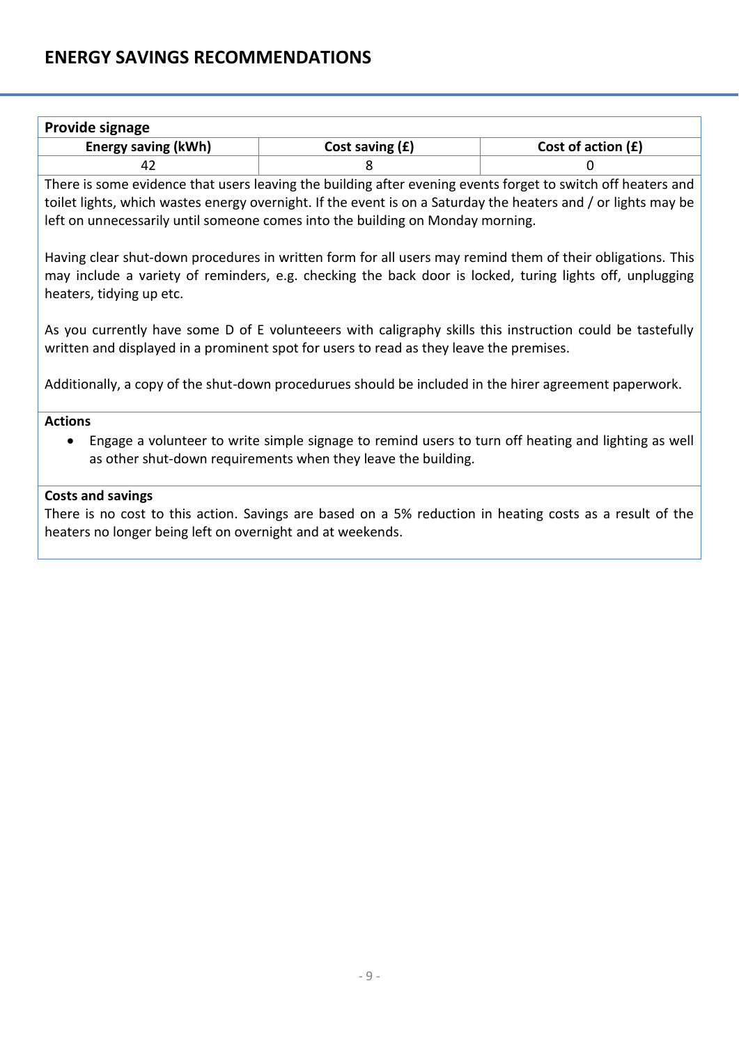## ENERGY SAVINGS RECOMMENDATIONS

**Provide signage**

| Energy saving (kWh) | Cost saving (£) | Cost of action (£) |
|---|---|---|
| 42 | 8 | 0 |

There is some evidence that users leaving the building after evening events forget to switch off heaters and toilet lights, which wastes energy overnight. If the event is on a Saturday the heaters and / or lights may be left on unnecessarily until someone comes into the building on Monday morning.

Having clear shut-down procedures in written form for all users may remind them of their obligations. This may include a variety of reminders, e.g. checking the back door is locked, turing lights off, unplugging heaters, tidying up etc.

As you currently have some D of E volunteeers with caligraphy skills this instruction could be tastefully written and displayed in a prominent spot for users to read as they leave the premises.

Additionally, a copy of the shut-down procedurues should be included in the hirer agreement paperwork.

**Actions**

- Engage a volunteer to write simple signage to remind users to turn off heating and lighting as well as other shut-down requirements when they leave the building.

**Costs and savings**

There is no cost to this action. Savings are based on a 5% reduction in heating costs as a result of the heaters no longer being left on overnight and at weekends.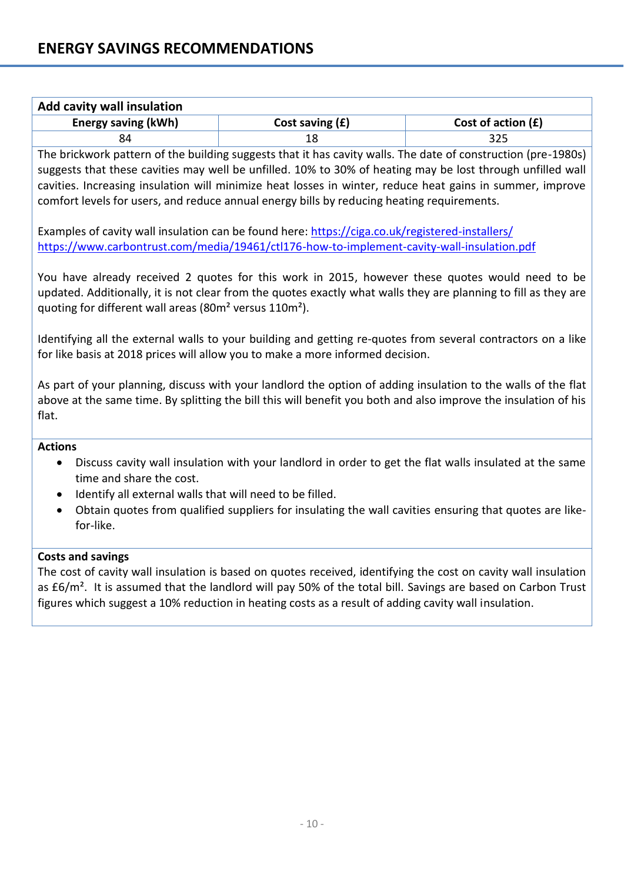## ENERGY SAVINGS RECOMMENDATIONS

### Add cavity wall insulation

| Energy saving (kWh) | Cost saving (£) | Cost of action (£) |
|---|---|---|
| 84 | 18 | 325 |

The brickwork pattern of the building suggests that it has cavity walls. The date of construction (pre-1980s) suggests that these cavities may well be unfilled. 10% to 30% of heating may be lost through unfilled wall cavities. Increasing insulation will minimize heat losses in winter, reduce heat gains in summer, improve comfort levels for users, and reduce annual energy bills by reducing heating requirements.

Examples of cavity wall insulation can be found here: https://ciga.co.uk/registered-installers/
https://www.carbontrust.com/media/19461/ctl176-how-to-implement-cavity-wall-insulation.pdf

You have already received 2 quotes for this work in 2015, however these quotes would need to be updated. Additionally, it is not clear from the quotes exactly what walls they are planning to fill as they are quoting for different wall areas (80m² versus 110m²).

Identifying all the external walls to your building and getting re-quotes from several contractors on a like for like basis at 2018 prices will allow you to make a more informed decision.

As part of your planning, discuss with your landlord the option of adding insulation to the walls of the flat above at the same time. By splitting the bill this will benefit you both and also improve the insulation of his flat.

**Actions**

- Discuss cavity wall insulation with your landlord in order to get the flat walls insulated at the same time and share the cost.
- Identify all external walls that will need to be filled.
- Obtain quotes from qualified suppliers for insulating the wall cavities ensuring that quotes are like-for-like.

**Costs and savings**

The cost of cavity wall insulation is based on quotes received, identifying the cost on cavity wall insulation as £6/m². It is assumed that the landlord will pay 50% of the total bill. Savings are based on Carbon Trust figures which suggest a 10% reduction in heating costs as a result of adding cavity wall insulation.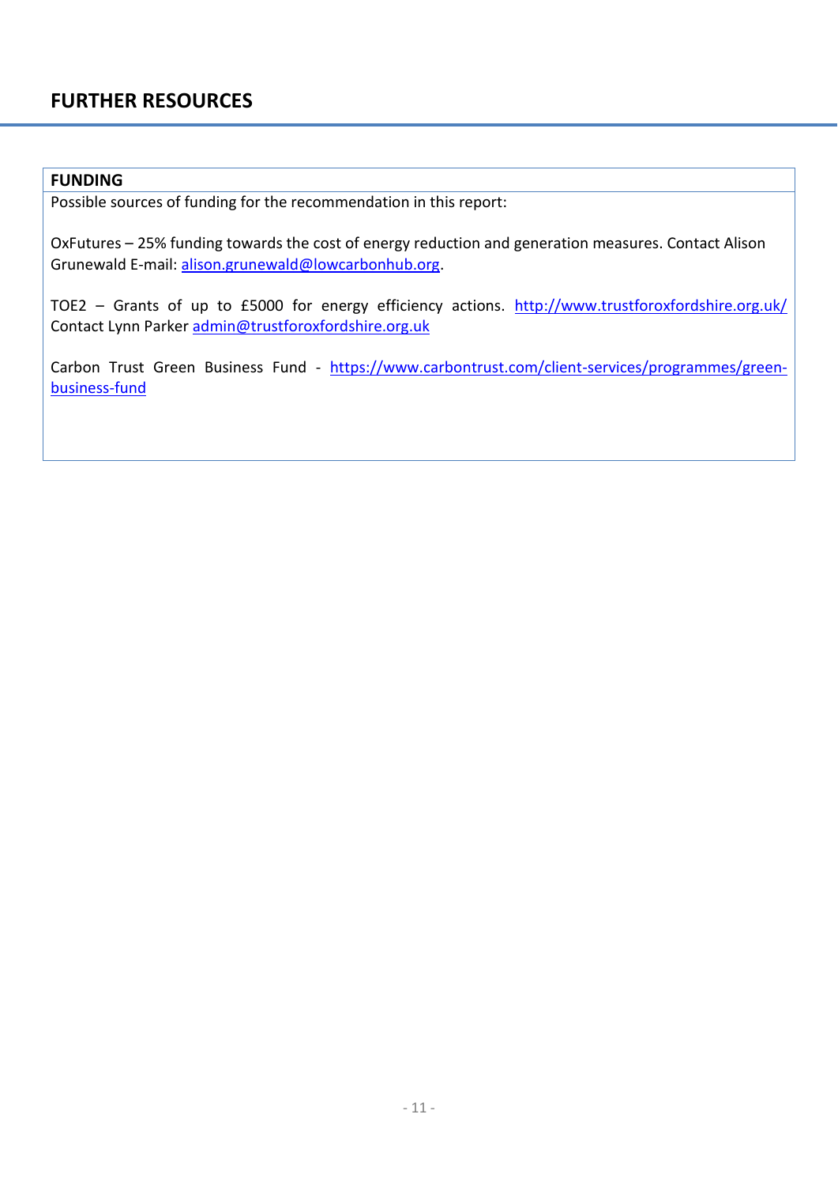# FURTHER RESOURCES

**FUNDING**

Possible sources of funding for the recommendation in this report:

OxFutures – 25% funding towards the cost of energy reduction and generation measures. Contact Alison Grunewald E-mail: alison.grunewald@lowcarbonhub.org.

TOE2 – Grants of up to £5000 for energy efficiency actions. http://www.trustforoxfordshire.org.uk/ Contact Lynn Parker admin@trustforoxfordshire.org.uk

Carbon Trust Green Business Fund - https://www.carbontrust.com/client-services/programmes/green-business-fund